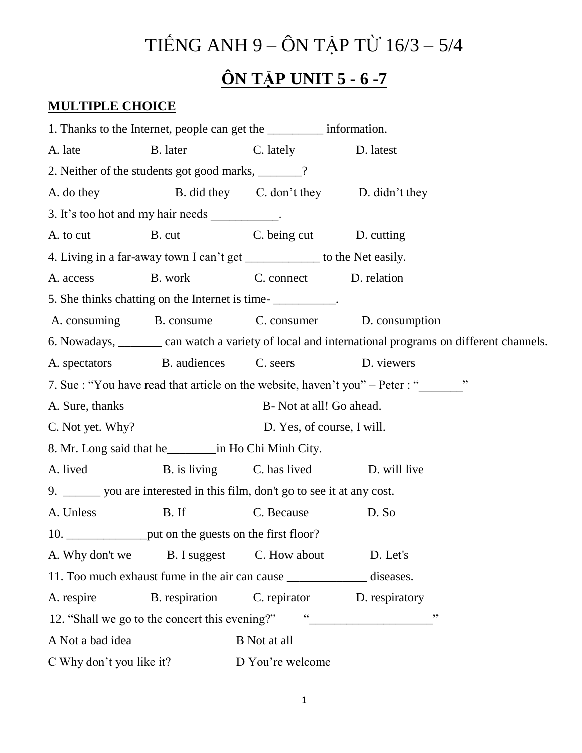# TIẾNG ANH 9 – ÔN TẬP TỪ 16/3 – 5/4

## ÔN TẬP UNIT 5 - 6 -7

**MULTIPLE CHOICE**

1. Thanks to the Internet, people can get the _________ information.

A. late B. later C. lately D. latest

2. Neither of the students got good marks, _______?

A. do they B. did they C. don't they D. didn't they

3. It's too hot and my hair needs ___________.

A. to cut B. cut C. being cut D. cutting

4. Living in a far-away town I can't get ____________ to the Net easily.

A. access B. work C. connect D. relation

5. She thinks chatting on the Internet is time- __________.

A. consuming B. consume C. consumer D. consumption

6. Nowadays, _______ can watch a variety of local and international programs on different channels.

A. spectators B. audiences C. seers D. viewers

7. Sue : "You have read that article on the website, haven't you" – Peter : "_______"

A. Sure, thanks B- Not at all! Go ahead.

C. Not yet. Why? D. Yes, of course, I will.

8. Mr. Long said that he________in Ho Chi Minh City.

A. lived B. is living C. has lived D. will live

9. ______ you are interested in this film, don't go to see it at any cost.

A. Unless B. If C. Because D. So

10. _____________put on the guests on the first floor?

A. Why don't we B. I suggest C. How about D. Let's

11. Too much exhaust fume in the air can cause _____________ diseases.

A. respire B. respiration C. repirator D. respiratory

12. "Shall we go to the concert this evening?" "___________________"

A Not a bad idea B Not at all

C Why don't you like it? D You're welcome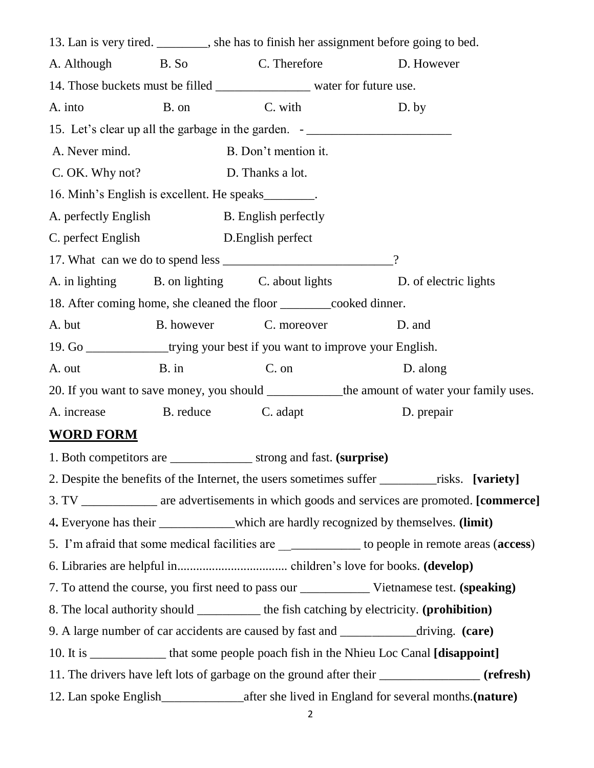13. Lan is very tired. ________, she has to finish her assignment before going to bed.

A. Although B. So C. Therefore D. However

14. Those buckets must be filled _______________ water for future use.

A. into B. on C. with D. by

15. Let's clear up all the garbage in the garden. - _______________________

A. Never mind. B. Don't mention it.

C. OK. Why not? D. Thanks a lot.

16. Minh's English is excellent. He speaks________.

A. perfectly English B. English perfectly

C. perfect English D.English perfect

17. What can we do to spend less ___________________________?

A. in lighting B. on lighting C. about lights D. of electric lights

18. After coming home, she cleaned the floor ________cooked dinner.

A. but B. however C. moreover D. and

19. Go _____________trying your best if you want to improve your English.

A. out B. in C. on D. along

20. If you want to save money, you should ____________the amount of water your family uses.

A. increase B. reduce C. adapt D. prepair

## WORD FORM

1. Both competitors are _____________ strong and fast. **(surprise)**

2. Despite the benefits of the Internet, the users sometimes suffer _________risks. **[variety]**

3. TV ____________ are advertisements in which goods and services are promoted. **[commerce]**

4. Everyone has their ____________which are hardly recognized by themselves. **(limit)**

5. I'm afraid that some medical facilities are __ __________ to people in remote areas (**access**)

6. Libraries are helpful in.................................. children's love for books. **(develop)**

7. To attend the course, you first need to pass our ___________ Vietnamese test. **(speaking)**

8. The local authority should __________ the fish catching by electricity. **(prohibition)**

9. A large number of car accidents are caused by fast and ____________driving. **(care)**

10. It is ____________ that some people poach fish in the Nhieu Loc Canal **[disappoint]**

11. The drivers have left lots of garbage on the ground after their ________________ **(refresh)**

12. Lan spoke English_____________after she lived in England for several months.**(nature)**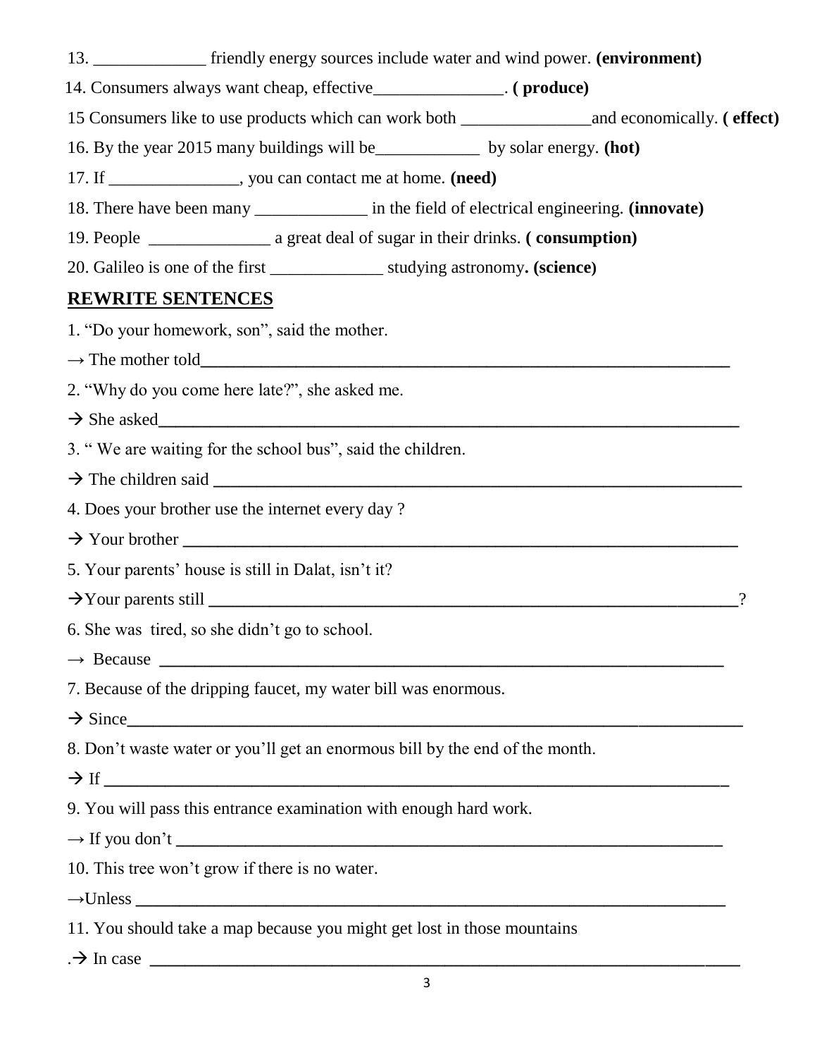13. _____________ friendly energy sources include water and wind power. **(environment)**

14. Consumers always want cheap, effective_______________. **( produce)**

15 Consumers like to use products which can work both _______________and economically. **( effect)**

16. By the year 2015 many buildings will be____________ by solar energy. **(hot)**

17. If _______________, you can contact me at home. **(need)**

18. There have been many _____________ in the field of electrical engineering. **(innovate)**

19. People ______________ a great deal of sugar in their drinks. **( consumption)**

20. Galileo is one of the first _____________ studying astronomy**. (science)**

## REWRITE SENTENCES

1. "Do your homework, son", said the mother.

→ The mother told______________________________________________________________

2. "Why do you come here late?", she asked me.

→ She asked____________________________________________________________________

3. " We are waiting for the school bus", said the children.

→ The children said ________________________________________________________

4. Does your brother use the internet every day ?

→ Your brother ___________________________________________________________

5. Your parents' house is still in Dalat, isn't it?

→Your parents still ____________________________________________________________?

6. She was tired, so she didn't go to school.

→ Because _______________________________________________________________

7. Because of the dripping faucet, my water bill was enormous.

→ Since__________________________________________________________________

8. Don't waste water or you'll get an enormous bill by the end of the month.

→ If ____________________________________________________________________

9. You will pass this entrance examination with enough hard work.

→ If you don't _________________________________________________________

10. This tree won't grow if there is no water.

→Unless _________________________________________________________________

11. You should take a map because you might get lost in those mountains

.→ In case _______________________________________________________________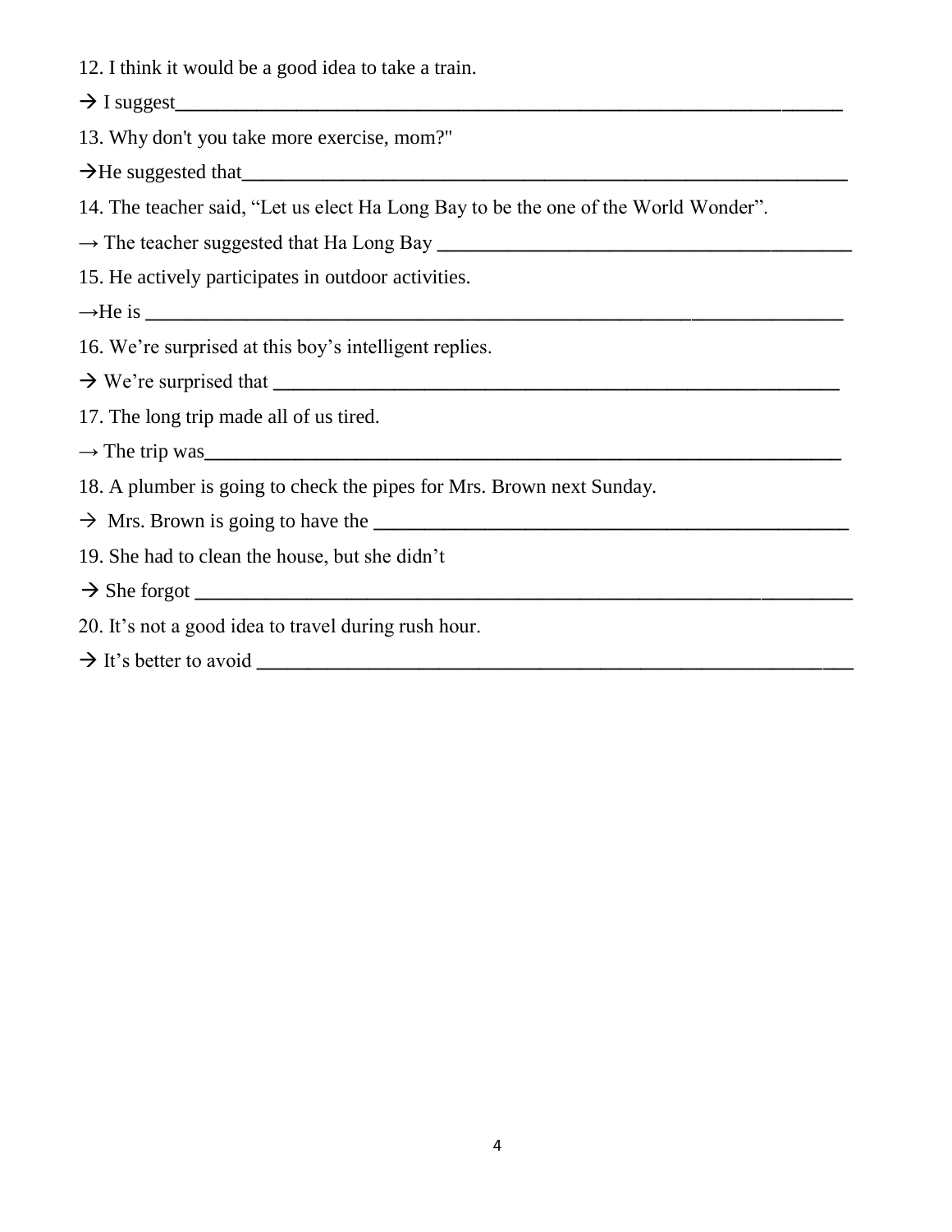12. I think it would be a good idea to take a train.

→ I suggest________________________________________________________________

13. Why don't you take more exercise, mom?"

→He suggested that__________________________________________________________

14. The teacher said, "Let us elect Ha Long Bay to be the one of the World Wonder".

→ The teacher suggested that Ha Long Bay ________________________________________

15. He actively participates in outdoor activities.

→He is ___________________________________________________________________

16. We're surprised at this boy's intelligent replies.

→ We're surprised that _______________________________________________________

17. The long trip made all of us tired.

→ The trip was_____________________________________________________________

18. A plumber is going to check the pipes for Mrs. Brown next Sunday.

→ Mrs. Brown is going to have the _____________________________________________

19. She had to clean the house, but she didn't

→ She forgot _______________________________________________________________

20. It's not a good idea to travel during rush hour.

→ It's better to avoid __________________________________________________________